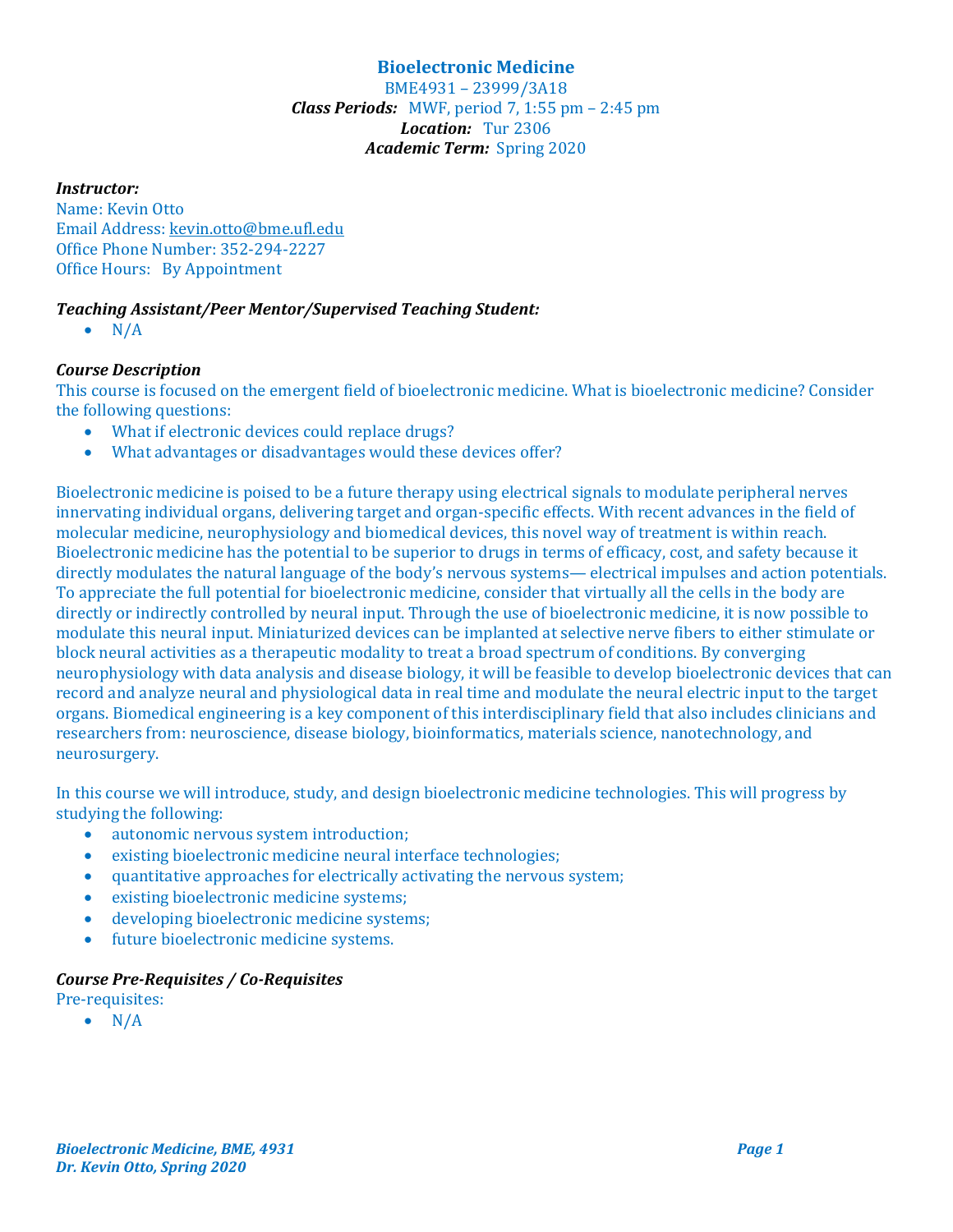# Bioelectronic Medicine

BME4931 – 23999/3A18
***Class Periods:*** MWF, period 7, 1:55 pm – 2:45 pm
***Location:*** Tur 2306
***Academic Term:*** Spring 2020

***Instructor:***
Name: Kevin Otto
Email Address: kevin.otto@bme.ufl.edu
Office Phone Number: 352-294-2227
Office Hours: By Appointment

***Teaching Assistant/Peer Mentor/Supervised Teaching Student:***

- N/A

***Course Description***
This course is focused on the emergent field of bioelectronic medicine. What is bioelectronic medicine? Consider the following questions:

- What if electronic devices could replace drugs?
- What advantages or disadvantages would these devices offer?

Bioelectronic medicine is poised to be a future therapy using electrical signals to modulate peripheral nerves innervating individual organs, delivering target and organ-specific effects. With recent advances in the field of molecular medicine, neurophysiology and biomedical devices, this novel way of treatment is within reach. Bioelectronic medicine has the potential to be superior to drugs in terms of efficacy, cost, and safety because it directly modulates the natural language of the body's nervous systems— electrical impulses and action potentials. To appreciate the full potential for bioelectronic medicine, consider that virtually all the cells in the body are directly or indirectly controlled by neural input. Through the use of bioelectronic medicine, it is now possible to modulate this neural input. Miniaturized devices can be implanted at selective nerve fibers to either stimulate or block neural activities as a therapeutic modality to treat a broad spectrum of conditions. By converging neurophysiology with data analysis and disease biology, it will be feasible to develop bioelectronic devices that can record and analyze neural and physiological data in real time and modulate the neural electric input to the target organs. Biomedical engineering is a key component of this interdisciplinary field that also includes clinicians and researchers from: neuroscience, disease biology, bioinformatics, materials science, nanotechnology, and neurosurgery.

In this course we will introduce, study, and design bioelectronic medicine technologies. This will progress by studying the following:

- autonomic nervous system introduction;
- existing bioelectronic medicine neural interface technologies;
- quantitative approaches for electrically activating the nervous system;
- existing bioelectronic medicine systems;
- developing bioelectronic medicine systems;
- future bioelectronic medicine systems.

***Course Pre-Requisites / Co-Requisites***
Pre-requisites:

- N/A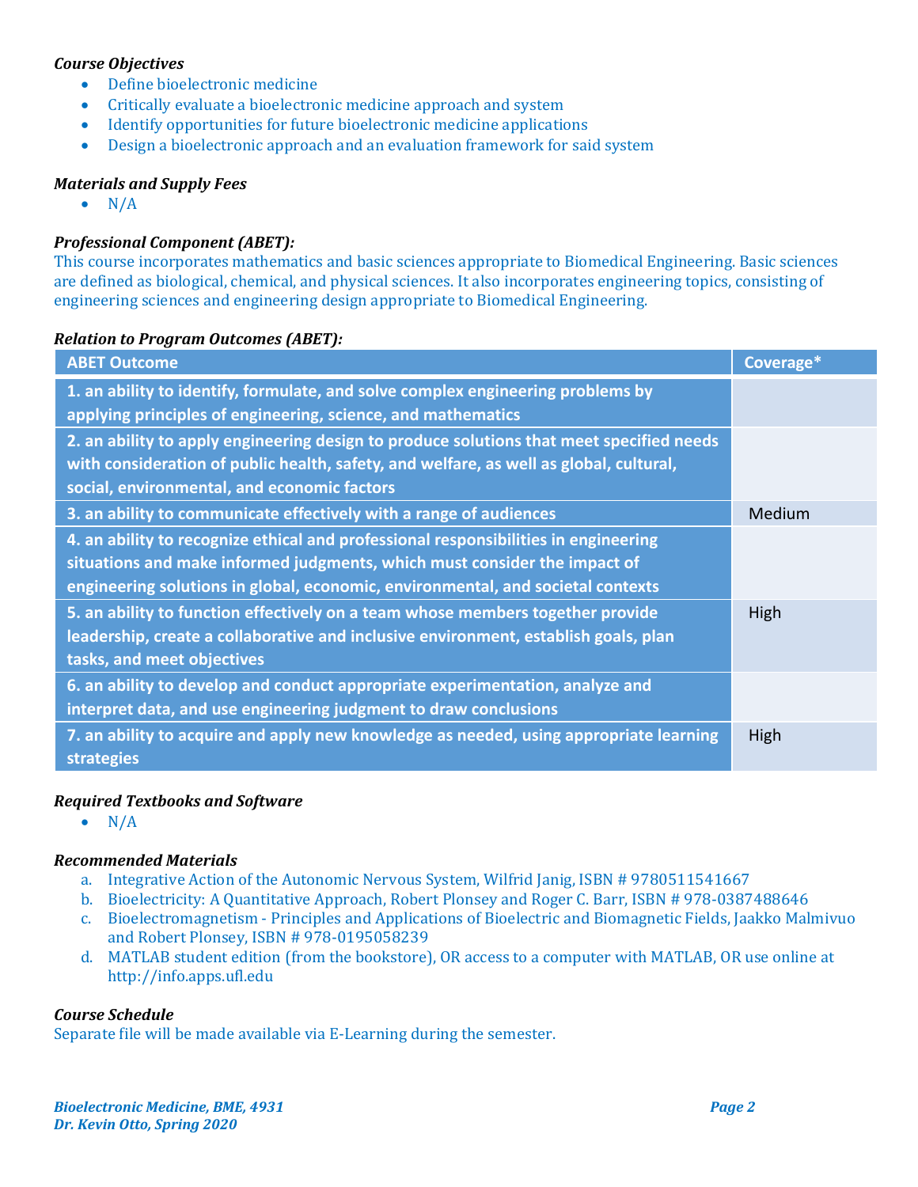***Course Objectives***

- Define bioelectronic medicine
- Critically evaluate a bioelectronic medicine approach and system
- Identify opportunities for future bioelectronic medicine applications
- Design a bioelectronic approach and an evaluation framework for said system

***Materials and Supply Fees***

- N/A

***Professional Component (ABET):***

This course incorporates mathematics and basic sciences appropriate to Biomedical Engineering. Basic sciences are defined as biological, chemical, and physical sciences. It also incorporates engineering topics, consisting of engineering sciences and engineering design appropriate to Biomedical Engineering.

***Relation to Program Outcomes (ABET):***

| ABET Outcome | Coverage* |
|---|---|
| **1. an ability to identify, formulate, and solve complex engineering problems by applying principles of engineering, science, and mathematics** | |
| **2. an ability to apply engineering design to produce solutions that meet specified needs with consideration of public health, safety, and welfare, as well as global, cultural, social, environmental, and economic factors** | |
| **3. an ability to communicate effectively with a range of audiences** | Medium |
| **4. an ability to recognize ethical and professional responsibilities in engineering situations and make informed judgments, which must consider the impact of engineering solutions in global, economic, environmental, and societal contexts** | |
| **5. an ability to function effectively on a team whose members together provide leadership, create a collaborative and inclusive environment, establish goals, plan tasks, and meet objectives** | High |
| **6. an ability to develop and conduct appropriate experimentation, analyze and interpret data, and use engineering judgment to draw conclusions** | |
| **7. an ability to acquire and apply new knowledge as needed, using appropriate learning strategies** | High |

***Required Textbooks and Software***

- N/A

***Recommended Materials***

a. Integrative Action of the Autonomic Nervous System, Wilfrid Janig, ISBN # 9780511541667
b. Bioelectricity: A Quantitative Approach, Robert Plonsey and Roger C. Barr, ISBN # 978-0387488646
c. Bioelectromagnetism - Principles and Applications of Bioelectric and Biomagnetic Fields, Jaakko Malmivuo and Robert Plonsey, ISBN # 978-0195058239
d. MATLAB student edition (from the bookstore), OR access to a computer with MATLAB, OR use online at http://info.apps.ufl.edu

***Course Schedule***

Separate file will be made available via E-Learning during the semester.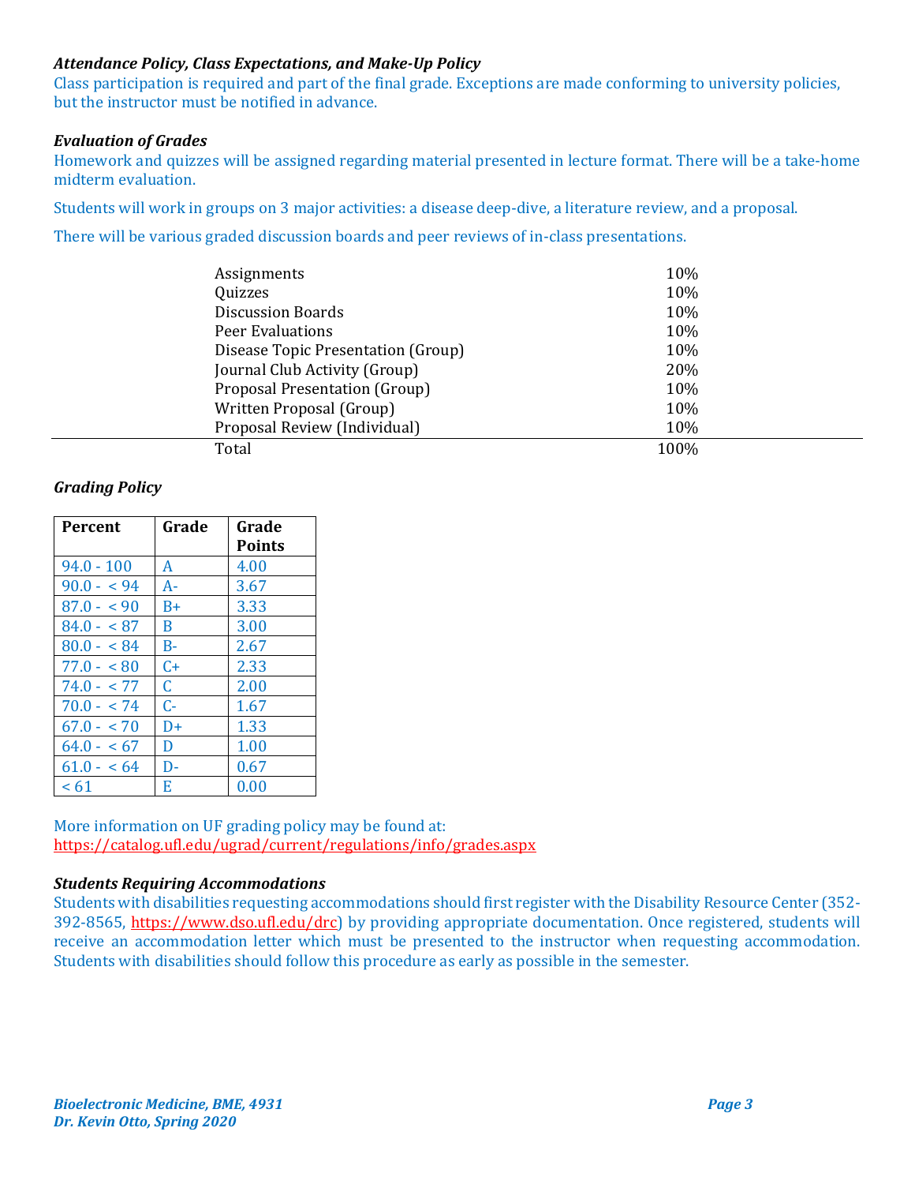***Attendance Policy, Class Expectations, and Make-Up Policy***

Class participation is required and part of the final grade. Exceptions are made conforming to university policies, but the instructor must be notified in advance.

***Evaluation of Grades***

Homework and quizzes will be assigned regarding material presented in lecture format. There will be a take-home midterm evaluation.

Students will work in groups on 3 major activities: a disease deep-dive, a literature review, and a proposal.

There will be various graded discussion boards and peer reviews of in-class presentations.

| Component | Weight |
|---|---|
| Assignments | 10% |
| Quizzes | 10% |
| Discussion Boards | 10% |
| Peer Evaluations | 10% |
| Disease Topic Presentation (Group) | 10% |
| Journal Club Activity (Group) | 20% |
| Proposal Presentation (Group) | 10% |
| Written Proposal (Group) | 10% |
| Proposal Review (Individual) | 10% |
| Total | 100% |

***Grading Policy***

| Percent | Grade | Grade Points |
|---|---|---|
| 94.0 - 100 | A | 4.00 |
| 90.0 - < 94 | A- | 3.67 |
| 87.0 - < 90 | B+ | 3.33 |
| 84.0 - < 87 | B | 3.00 |
| 80.0 - < 84 | B- | 2.67 |
| 77.0 - < 80 | C+ | 2.33 |
| 74.0 - < 77 | C | 2.00 |
| 70.0 - < 74 | C- | 1.67 |
| 67.0 - < 70 | D+ | 1.33 |
| 64.0 - < 67 | D | 1.00 |
| 61.0 - < 64 | D- | 0.67 |
| < 61 | E | 0.00 |

More information on UF grading policy may be found at:
https://catalog.ufl.edu/ugrad/current/regulations/info/grades.aspx

***Students Requiring Accommodations***

Students with disabilities requesting accommodations should first register with the Disability Resource Center (352-392-8565, https://www.dso.ufl.edu/drc) by providing appropriate documentation. Once registered, students will receive an accommodation letter which must be presented to the instructor when requesting accommodation. Students with disabilities should follow this procedure as early as possible in the semester.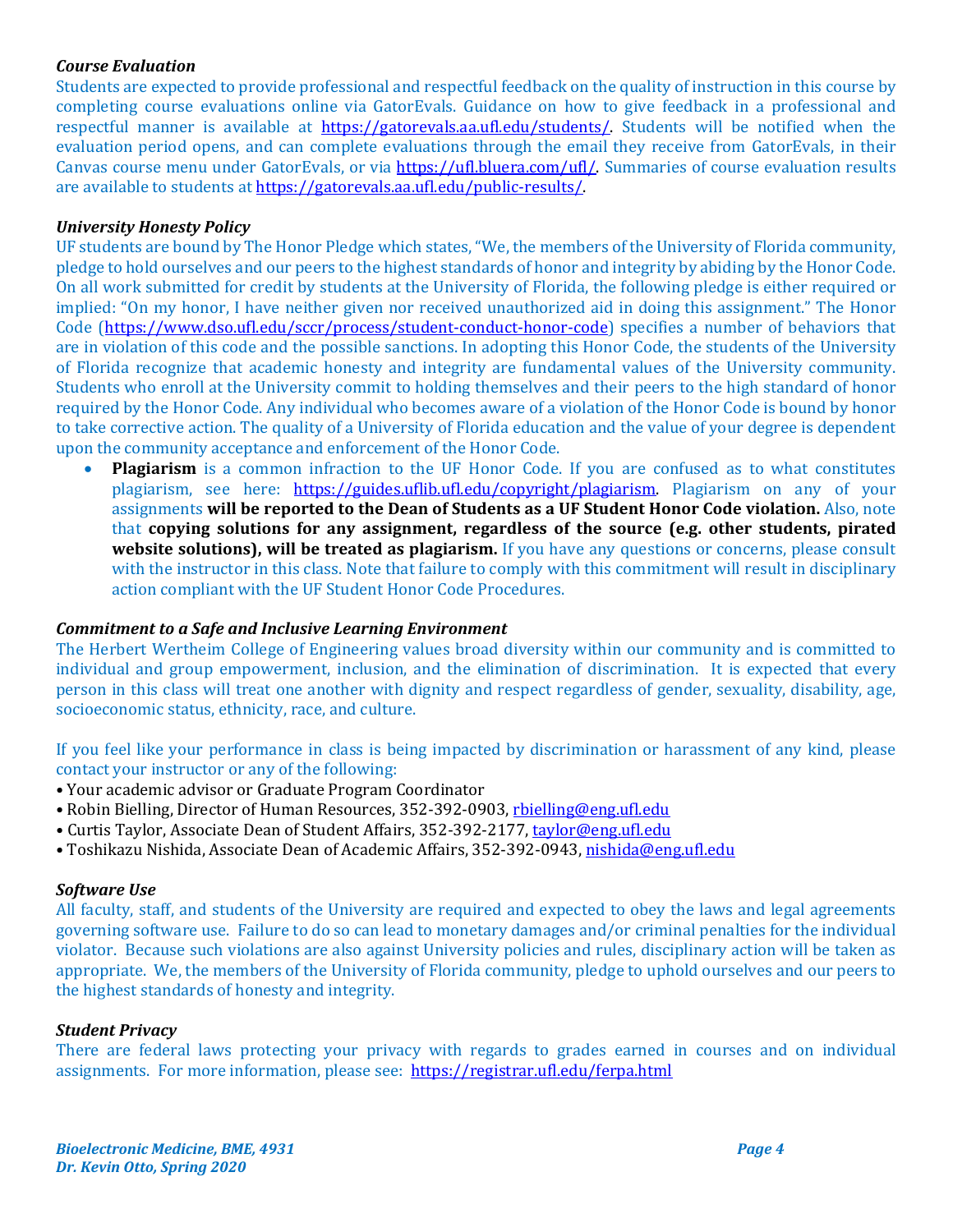### *Course Evaluation*

Students are expected to provide professional and respectful feedback on the quality of instruction in this course by completing course evaluations online via GatorEvals. Guidance on how to give feedback in a professional and respectful manner is available at https://gatorevals.aa.ufl.edu/students/. Students will be notified when the evaluation period opens, and can complete evaluations through the email they receive from GatorEvals, in their Canvas course menu under GatorEvals, or via https://ufl.bluera.com/ufl/. Summaries of course evaluation results are available to students at https://gatorevals.aa.ufl.edu/public-results/.

### *University Honesty Policy*

UF students are bound by The Honor Pledge which states, "We, the members of the University of Florida community, pledge to hold ourselves and our peers to the highest standards of honor and integrity by abiding by the Honor Code. On all work submitted for credit by students at the University of Florida, the following pledge is either required or implied: "On my honor, I have neither given nor received unauthorized aid in doing this assignment." The Honor Code (https://www.dso.ufl.edu/sccr/process/student-conduct-honor-code) specifies a number of behaviors that are in violation of this code and the possible sanctions. In adopting this Honor Code, the students of the University of Florida recognize that academic honesty and integrity are fundamental values of the University community. Students who enroll at the University commit to holding themselves and their peers to the high standard of honor required by the Honor Code. Any individual who becomes aware of a violation of the Honor Code is bound by honor to take corrective action. The quality of a University of Florida education and the value of your degree is dependent upon the community acceptance and enforcement of the Honor Code.

- **Plagiarism** is a common infraction to the UF Honor Code. If you are confused as to what constitutes plagiarism, see here: https://guides.uflib.ufl.edu/copyright/plagiarism. Plagiarism on any of your assignments **will be reported to the Dean of Students as a UF Student Honor Code violation.** Also, note that **copying solutions for any assignment, regardless of the source (e.g. other students, pirated website solutions), will be treated as plagiarism.** If you have any questions or concerns, please consult with the instructor in this class. Note that failure to comply with this commitment will result in disciplinary action compliant with the UF Student Honor Code Procedures.

### *Commitment to a Safe and Inclusive Learning Environment*

The Herbert Wertheim College of Engineering values broad diversity within our community and is committed to individual and group empowerment, inclusion, and the elimination of discrimination. It is expected that every person in this class will treat one another with dignity and respect regardless of gender, sexuality, disability, age, socioeconomic status, ethnicity, race, and culture.

If you feel like your performance in class is being impacted by discrimination or harassment of any kind, please contact your instructor or any of the following:

- Your academic advisor or Graduate Program Coordinator
- Robin Bielling, Director of Human Resources, 352-392-0903, rbielling@eng.ufl.edu
- Curtis Taylor, Associate Dean of Student Affairs, 352-392-2177, taylor@eng.ufl.edu
- Toshikazu Nishida, Associate Dean of Academic Affairs, 352-392-0943, nishida@eng.ufl.edu

### *Software Use*

All faculty, staff, and students of the University are required and expected to obey the laws and legal agreements governing software use. Failure to do so can lead to monetary damages and/or criminal penalties for the individual violator. Because such violations are also against University policies and rules, disciplinary action will be taken as appropriate. We, the members of the University of Florida community, pledge to uphold ourselves and our peers to the highest standards of honesty and integrity.

### *Student Privacy*

There are federal laws protecting your privacy with regards to grades earned in courses and on individual assignments. For more information, please see: https://registrar.ufl.edu/ferpa.html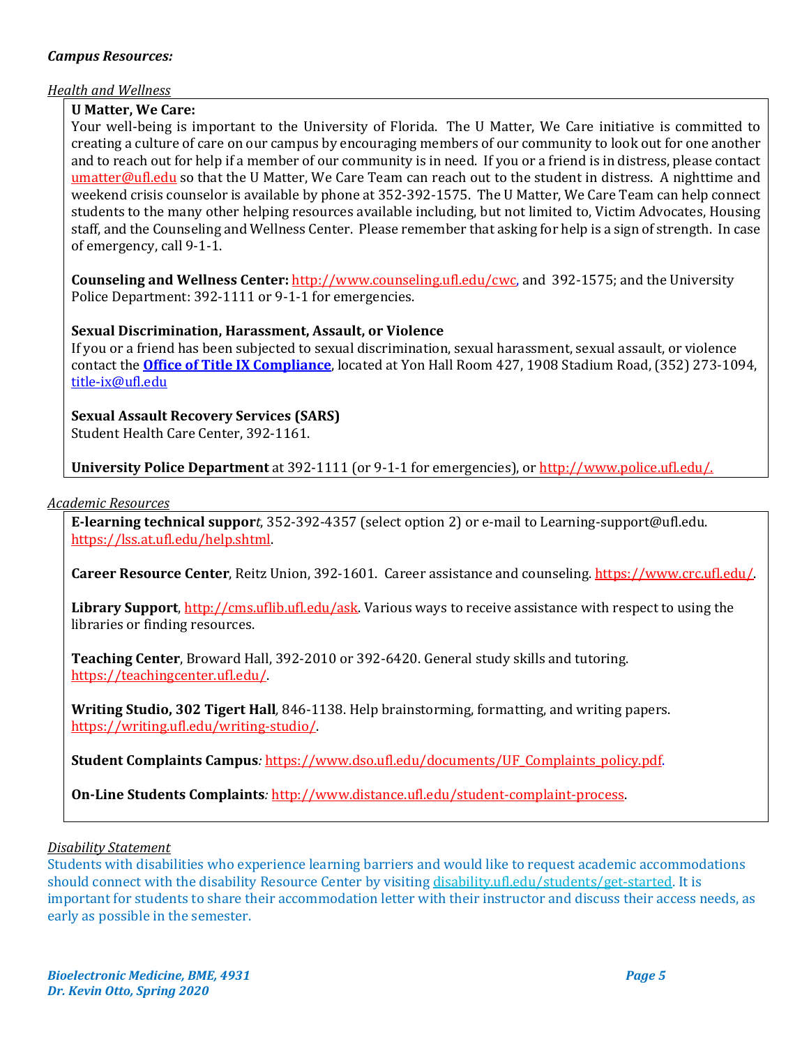***Campus Resources:***

*Health and Wellness*

**U Matter, We Care:**
Your well-being is important to the University of Florida. The U Matter, We Care initiative is committed to creating a culture of care on our campus by encouraging members of our community to look out for one another and to reach out for help if a member of our community is in need. If you or a friend is in distress, please contact umatter@ufl.edu so that the U Matter, We Care Team can reach out to the student in distress. A nighttime and weekend crisis counselor is available by phone at 352-392-1575. The U Matter, We Care Team can help connect students to the many other helping resources available including, but not limited to, Victim Advocates, Housing staff, and the Counseling and Wellness Center. Please remember that asking for help is a sign of strength. In case of emergency, call 9-1-1.

**Counseling and Wellness Center:** http://www.counseling.ufl.edu/cwc, and 392-1575; and the University Police Department: 392-1111 or 9-1-1 for emergencies.

**Sexual Discrimination, Harassment, Assault, or Violence**
If you or a friend has been subjected to sexual discrimination, sexual harassment, sexual assault, or violence contact the **Office of Title IX Compliance**, located at Yon Hall Room 427, 1908 Stadium Road, (352) 273-1094, title-ix@ufl.edu

**Sexual Assault Recovery Services (SARS)**
Student Health Care Center, 392-1161.

**University Police Department** at 392-1111 (or 9-1-1 for emergencies), or http://www.police.ufl.edu/.

*Academic Resources*

**E-learning technical suppor***t*, 352-392-4357 (select option 2) or e-mail to Learning-support@ufl.edu. https://lss.at.ufl.edu/help.shtml.

**Career Resource Center**, Reitz Union, 392-1601. Career assistance and counseling. https://www.crc.ufl.edu/.

**Library Support**, http://cms.uflib.ufl.edu/ask. Various ways to receive assistance with respect to using the libraries or finding resources.

**Teaching Center**, Broward Hall, 392-2010 or 392-6420. General study skills and tutoring. https://teachingcenter.ufl.edu/.

**Writing Studio, 302 Tigert Hall***,* 846-1138. Help brainstorming, formatting, and writing papers. https://writing.ufl.edu/writing-studio/.

**Student Complaints Campus***:* https://www.dso.ufl.edu/documents/UF_Complaints_policy.pdf.

**On-Line Students Complaints***:* http://www.distance.ufl.edu/student-complaint-process.

*Disability Statement*

Students with disabilities who experience learning barriers and would like to request academic accommodations should connect with the disability Resource Center by visiting disability.ufl.edu/students/get-started. It is important for students to share their accommodation letter with their instructor and discuss their access needs, as early as possible in the semester.